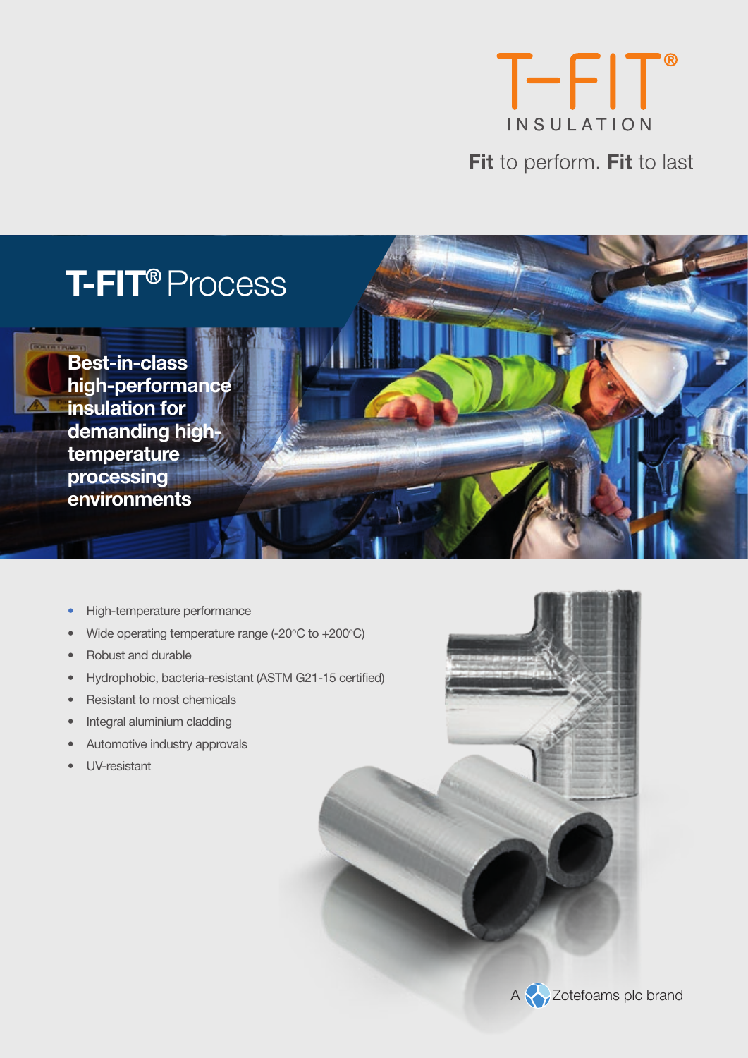T-FIT®

INSULATION

**Fit** to perform. **Fit** to last

# T-FIT® Process

**Best-in-class high-performance insulation for demanding high-temperature processing environments**

- High-temperature performance
- Wide operating temperature range (-20°C to +200°C)
- Robust and durable
- Hydrophobic, bacteria-resistant (ASTM G21-15 certified)
- Resistant to most chemicals
- Integral aluminium cladding
- Automotive industry approvals
- UV-resistant

A Zotefoams plc brand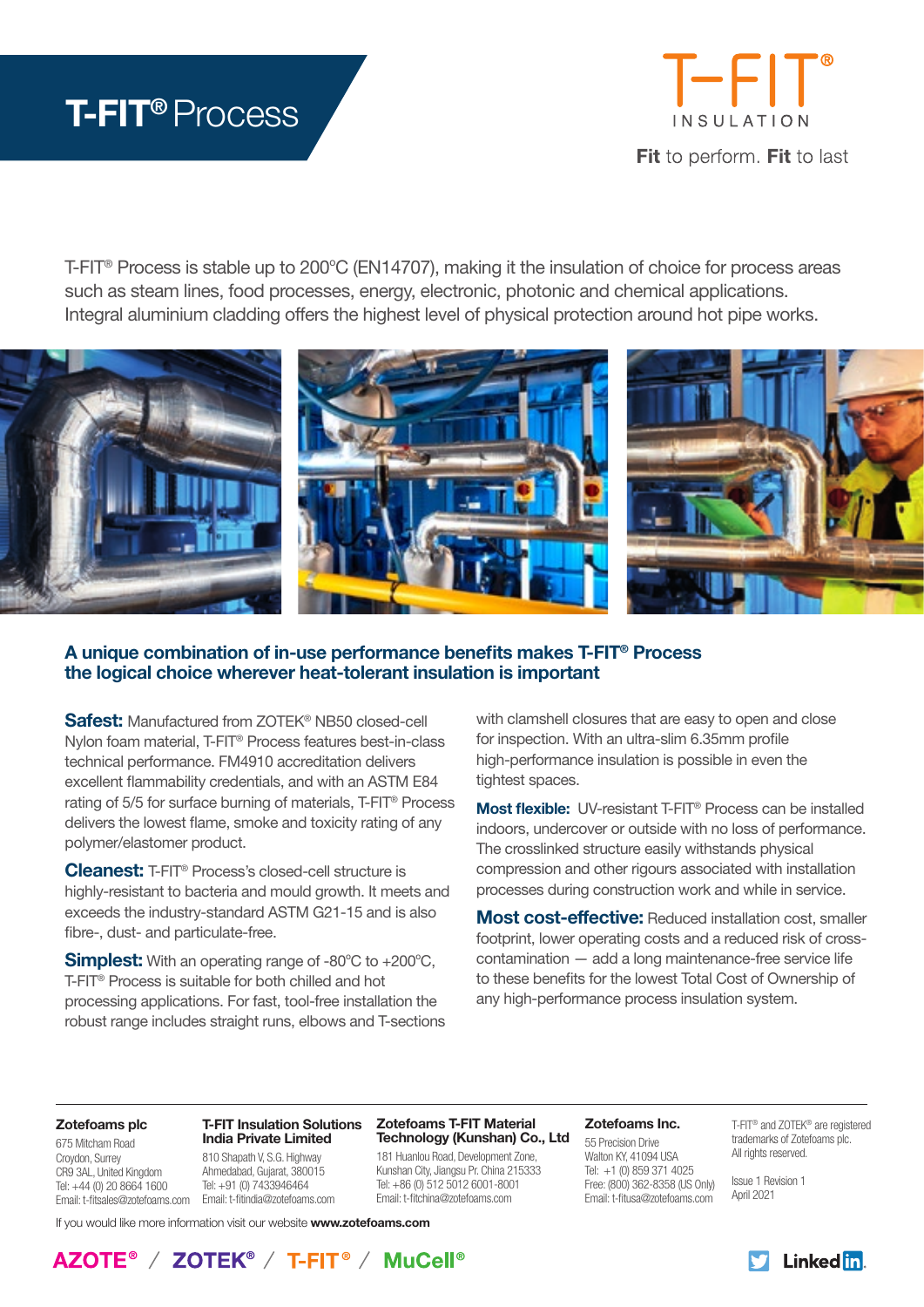# T-FIT® Process

T-FIT® INSULATION

**Fit** to perform. **Fit** to last

T-FIT® Process is stable up to 200°C (EN14707), making it the insulation of choice for process areas such as steam lines, food processes, energy, electronic, photonic and chemical applications. Integral aluminium cladding offers the highest level of physical protection around hot pipe works.

## A unique combination of in-use performance benefits makes T-FIT® Process the logical choice wherever heat-tolerant insulation is important

**Safest:** Manufactured from ZOTEK® NB50 closed-cell Nylon foam material, T-FIT® Process features best-in-class technical performance. FM4910 accreditation delivers excellent flammability credentials, and with an ASTM E84 rating of 5/5 for surface burning of materials, T-FIT® Process delivers the lowest flame, smoke and toxicity rating of any polymer/elastomer product.

**Cleanest:** T-FIT® Process's closed-cell structure is highly-resistant to bacteria and mould growth. It meets and exceeds the industry-standard ASTM G21-15 and is also fibre-, dust- and particulate-free.

**Simplest:** With an operating range of -80°C to +200°C, T-FIT® Process is suitable for both chilled and hot processing applications. For fast, tool-free installation the robust range includes straight runs, elbows and T-sections with clamshell closures that are easy to open and close for inspection. With an ultra-slim 6.35mm profile high-performance insulation is possible in even the tightest spaces.

**Most flexible:** UV-resistant T-FIT® Process can be installed indoors, undercover or outside with no loss of performance. The crosslinked structure easily withstands physical compression and other rigours associated with installation processes during construction work and while in service.

**Most cost-effective:** Reduced installation cost, smaller footprint, lower operating costs and a reduced risk of cross-contamination — add a long maintenance-free service life to these benefits for the lowest Total Cost of Ownership of any high-performance process insulation system.

**Zotefoams plc**
675 Mitcham Road
Croydon, Surrey
CR9 3AL, United Kingdom
Tel: +44 (0) 20 8664 1600
Email: t-fitsales@zotefoams.com

**T-FIT Insulation Solutions India Private Limited**
810 Shapath V, S.G. Highway
Ahmedabad, Gujarat, 380015
Tel: +91 (0) 7433946464
Email: t-fitindia@zotefoams.com

**Zotefoams T-FIT Material Technology (Kunshan) Co., Ltd**
181 Huanlou Road, Development Zone,
Kunshan City, Jiangsu Pr. China 215333
Tel: +86 (0) 512 5012 6001-8001
Email: t-fitchina@zotefoams.com

**Zotefoams Inc.**
55 Precision Drive
Walton KY, 41094 USA
Tel: +1 (0) 859 371 4025
Free: (800) 362-8358 (US Only)
Email: t-fitusa@zotefoams.com

T-FIT® and ZOTEK® are registered trademarks of Zotefoams plc. All rights reserved.

Issue 1 Revision 1
April 2021

If you would like more information visit our website **www.zotefoams.com**

AZOTE® / ZOTEK® / T-FIT® / MuCell®

LinkedIn